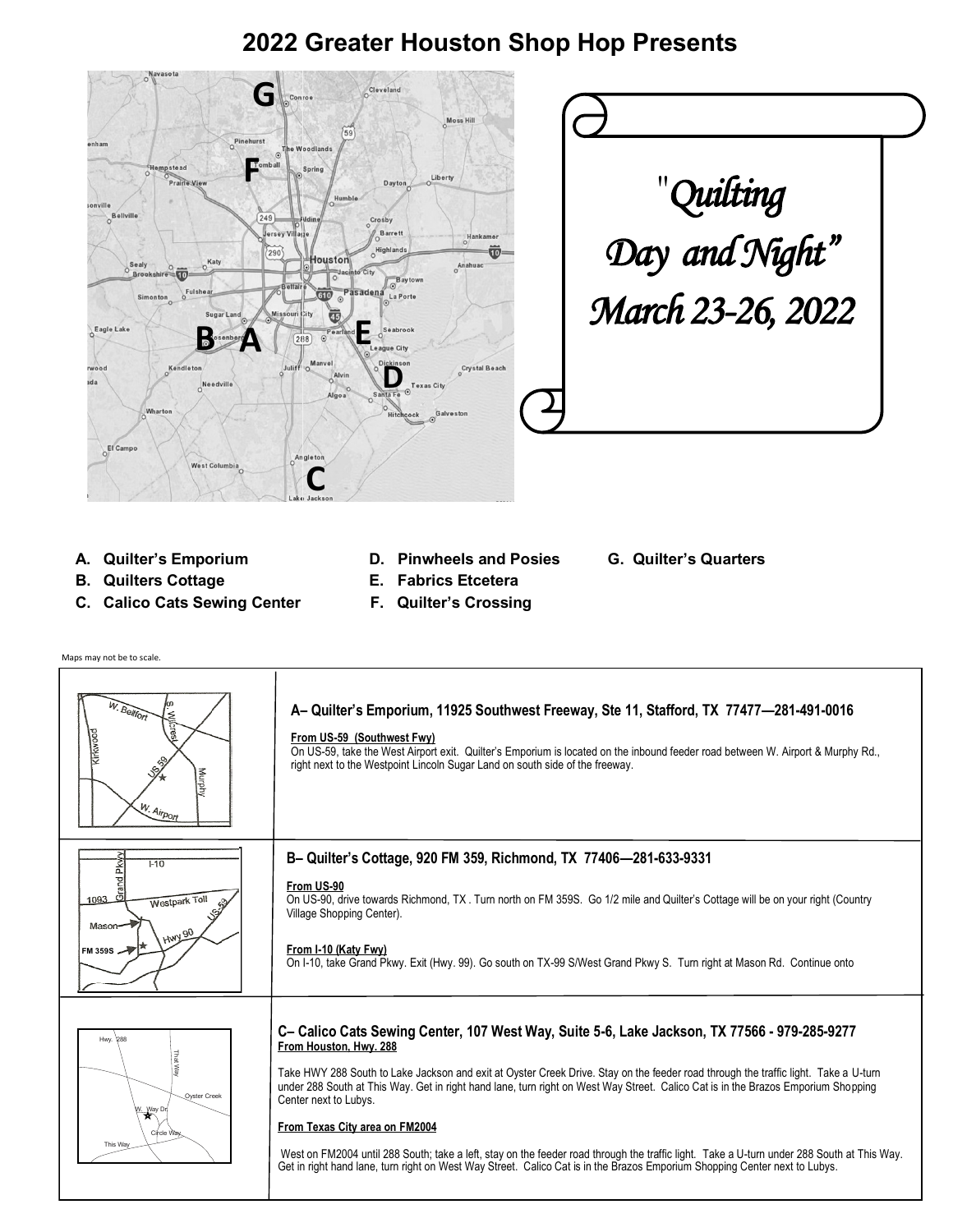# 2022 Greater Houston Shop Hop Presents

"*Quilting Day and Night*"
*March 23-26, 2022*

- **A. Quilter's Emporium**
- **B. Quilters Cottage**
- **C. Calico Cats Sewing Center**
- **D. Pinwheels and Posies**
- **E. Fabrics Etcetera**
- **F. Quilter's Crossing**
- **G. Quilter's Quarters**

Maps may not be to scale.

### A– Quilter's Emporium, 11925 Southwest Freeway, Ste 11, Stafford, TX 77477—281-491-0016

**From US-59 (Southwest Fwy)**
On US-59, take the West Airport exit. Quilter's Emporium is located on the inbound feeder road between W. Airport & Murphy Rd., right next to the Westpoint Lincoln Sugar Land on south side of the freeway.

### B– Quilter's Cottage, 920 FM 359, Richmond, TX 77406—281-633-9331

**From US-90**
On US-90, drive towards Richmond, TX . Turn north on FM 359S. Go 1/2 mile and Quilter's Cottage will be on your right (Country Village Shopping Center).

**From I-10 (Katy Fwy)**
On I-10, take Grand Pkwy. Exit (Hwy. 99). Go south on TX-99 S/West Grand Pkwy S. Turn right at Mason Rd. Continue onto

### C– Calico Cats Sewing Center, 107 West Way, Suite 5-6, Lake Jackson, TX 77566 - 979-285-9277

**From Houston, Hwy. 288**

Take HWY 288 South to Lake Jackson and exit at Oyster Creek Drive. Stay on the feeder road through the traffic light. Take a U-turn under 288 South at This Way. Get in right hand lane, turn right on West Way Street. Calico Cat is in the Brazos Emporium Shopping Center next to Lubys.

**From Texas City area on FM2004**

West on FM2004 until 288 South; take a left, stay on the feeder road through the traffic light. Take a U-turn under 288 South at This Way. Get in right hand lane, turn right on West Way Street. Calico Cat is in the Brazos Emporium Shopping Center next to Lubys.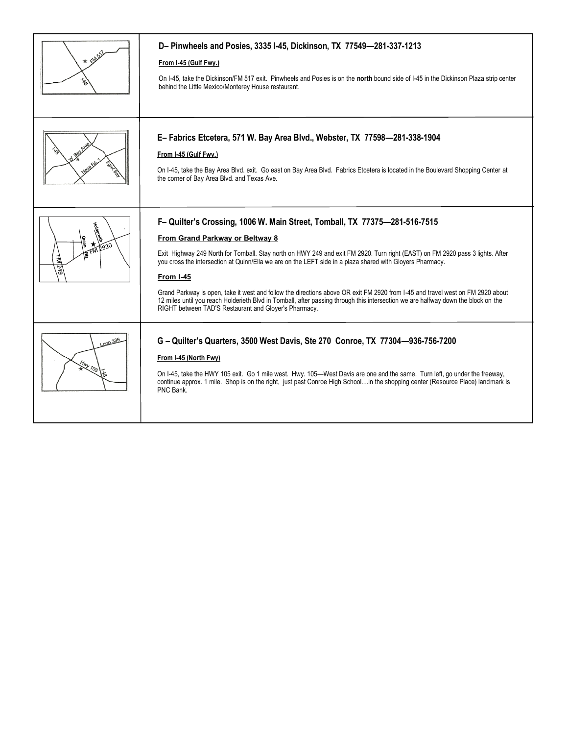## D– Pinwheels and Posies, 3335 I-45, Dickinson, TX 77549—281-337-1213

**From I-45 (Gulf Fwy.)**

On I-45, take the Dickinson/FM 517 exit. Pinwheels and Posies is on the **north** bound side of I-45 in the Dickinson Plaza strip center behind the Little Mexico/Monterey House restaurant.

## E– Fabrics Etcetera, 571 W. Bay Area Blvd., Webster, TX 77598—281-338-1904

**From I-45 (Gulf Fwy.)**

On I-45, take the Bay Area Blvd. exit. Go east on Bay Area Blvd. Fabrics Etcetera is located in the Boulevard Shopping Center at the corner of Bay Area Blvd. and Texas Ave.

## F– Quilter's Crossing, 1006 W. Main Street, Tomball, TX 77375—281-516-7515

**From Grand Parkway or Beltway 8**

Exit Highway 249 North for Tomball. Stay north on HWY 249 and exit FM 2920. Turn right (EAST) on FM 2920 pass 3 lights. After you cross the intersection at Quinn/Ella we are on the LEFT side in a plaza shared with Gloyers Pharmacy.

**From I-45**

Grand Parkway is open, take it west and follow the directions above OR exit FM 2920 from I-45 and travel west on FM 2920 about 12 miles until you reach Holderieth Blvd in Tomball, after passing through this intersection we are halfway down the block on the RIGHT between TAD'S Restaurant and Gloyer's Pharmacy.

## G – Quilter's Quarters, 3500 West Davis, Ste 270 Conroe, TX 77304—936-756-7200

**From I-45 (North Fwy)**

On I-45, take the HWY 105 exit. Go 1 mile west. Hwy. 105—West Davis are one and the same. Turn left, go under the freeway, continue approx. 1 mile. Shop is on the right, just past Conroe High School....in the shopping center (Resource Place) landmark is PNC Bank.